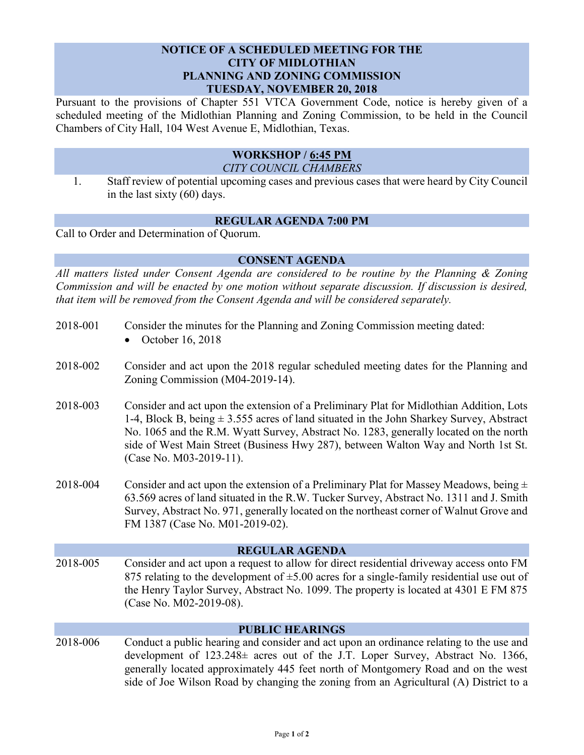# NOTICE OF A SCHEDULED MEETING FOR THE CITY OF MIDLOTHIAN PLANNING AND ZONING COMMISSION TUESDAY, NOVEMBER 20, 2018

Pursuant to the provisions of Chapter 551 VTCA Government Code, notice is hereby given of a scheduled meeting of the Midlothian Planning and Zoning Commission, to be held in the Council Chambers of City Hall, 104 West Avenue E, Midlothian, Texas.

## WORKSHOP / 6:45 PM

*CITY COUNCIL CHAMBERS*

1. Staff review of potential upcoming cases and previous cases that were heard by City Council in the last sixty (60) days.

## REGULAR AGENDA 7:00 PM

Call to Order and Determination of Quorum.

## CONSENT AGENDA

*All matters listed under Consent Agenda are considered to be routine by the Planning & Zoning Commission and will be enacted by one motion without separate discussion. If discussion is desired, that item will be removed from the Consent Agenda and will be considered separately.*

2018-001 Consider the minutes for the Planning and Zoning Commission meeting dated:

- October 16, 2018

2018-002 Consider and act upon the 2018 regular scheduled meeting dates for the Planning and Zoning Commission (M04-2019-14).

2018-003 Consider and act upon the extension of a Preliminary Plat for Midlothian Addition, Lots 1-4, Block B, being ± 3.555 acres of land situated in the John Sharkey Survey, Abstract No. 1065 and the R.M. Wyatt Survey, Abstract No. 1283, generally located on the north side of West Main Street (Business Hwy 287), between Walton Way and North 1st St. (Case No. M03-2019-11).

2018-004 Consider and act upon the extension of a Preliminary Plat for Massey Meadows, being ± 63.569 acres of land situated in the R.W. Tucker Survey, Abstract No. 1311 and J. Smith Survey, Abstract No. 971, generally located on the northeast corner of Walnut Grove and FM 1387 (Case No. M01-2019-02).

## REGULAR AGENDA

2018-005 Consider and act upon a request to allow for direct residential driveway access onto FM 875 relating to the development of ±5.00 acres for a single-family residential use out of the Henry Taylor Survey, Abstract No. 1099. The property is located at 4301 E FM 875 (Case No. M02-2019-08).

## PUBLIC HEARINGS

2018-006 Conduct a public hearing and consider and act upon an ordinance relating to the use and development of 123.248± acres out of the J.T. Loper Survey, Abstract No. 1366, generally located approximately 445 feet north of Montgomery Road and on the west side of Joe Wilson Road by changing the zoning from an Agricultural (A) District to a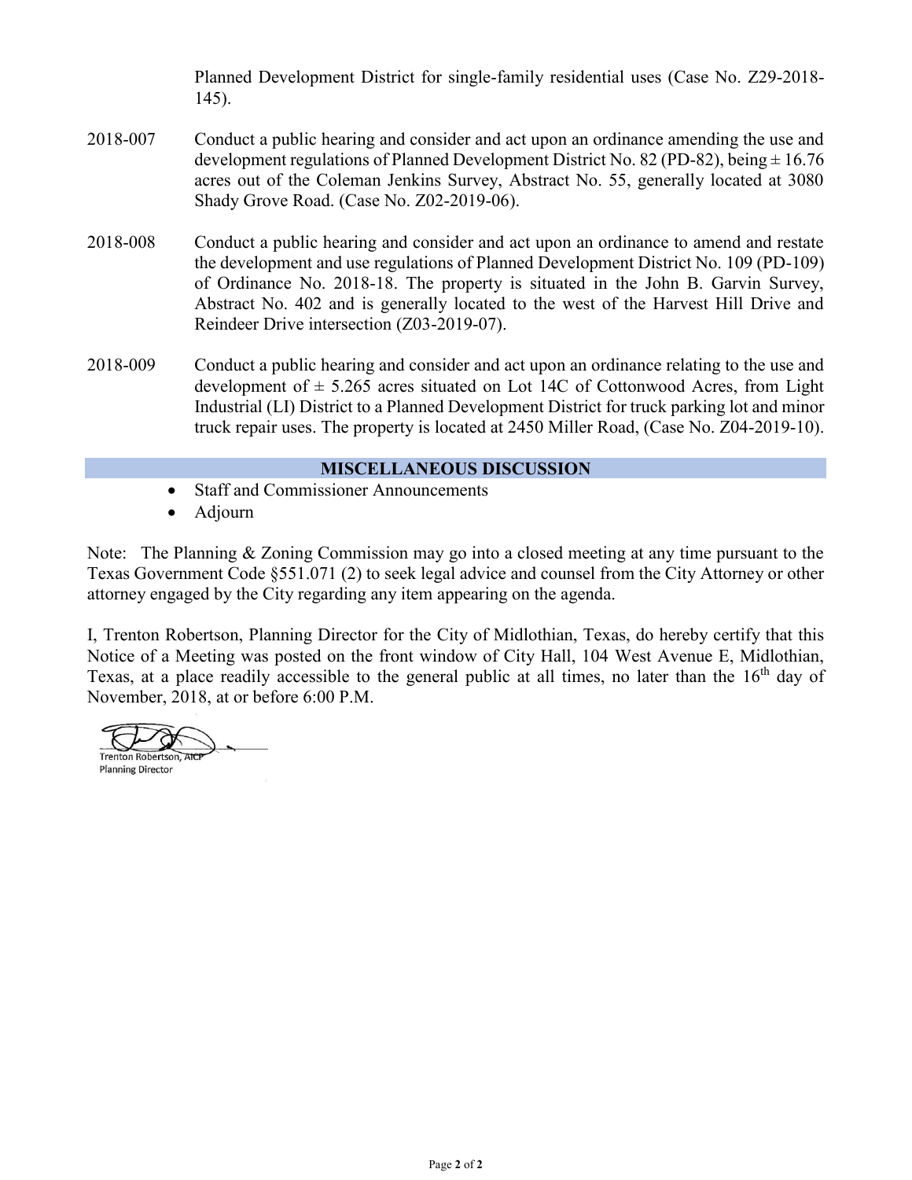Planned Development District for single-family residential uses (Case No. Z29-2018-145).

2018-007 Conduct a public hearing and consider and act upon an ordinance amending the use and development regulations of Planned Development District No. 82 (PD-82), being ± 16.76 acres out of the Coleman Jenkins Survey, Abstract No. 55, generally located at 3080 Shady Grove Road. (Case No. Z02-2019-06).

2018-008 Conduct a public hearing and consider and act upon an ordinance to amend and restate the development and use regulations of Planned Development District No. 109 (PD-109) of Ordinance No. 2018-18. The property is situated in the John B. Garvin Survey, Abstract No. 402 and is generally located to the west of the Harvest Hill Drive and Reindeer Drive intersection (Z03-2019-07).

2018-009 Conduct a public hearing and consider and act upon an ordinance relating to the use and development of ± 5.265 acres situated on Lot 14C of Cottonwood Acres, from Light Industrial (LI) District to a Planned Development District for truck parking lot and minor truck repair uses. The property is located at 2450 Miller Road, (Case No. Z04-2019-10).

## MISCELLANEOUS DISCUSSION

- Staff and Commissioner Announcements
- Adjourn

Note: The Planning & Zoning Commission may go into a closed meeting at any time pursuant to the Texas Government Code §551.071 (2) to seek legal advice and counsel from the City Attorney or other attorney engaged by the City regarding any item appearing on the agenda.

I, Trenton Robertson, Planning Director for the City of Midlothian, Texas, do hereby certify that this Notice of a Meeting was posted on the front window of City Hall, 104 West Avenue E, Midlothian, Texas, at a place readily accessible to the general public at all times, no later than the 16th day of November, 2018, at or before 6:00 P.M.

Trenton Robertson, AICP
Planning Director